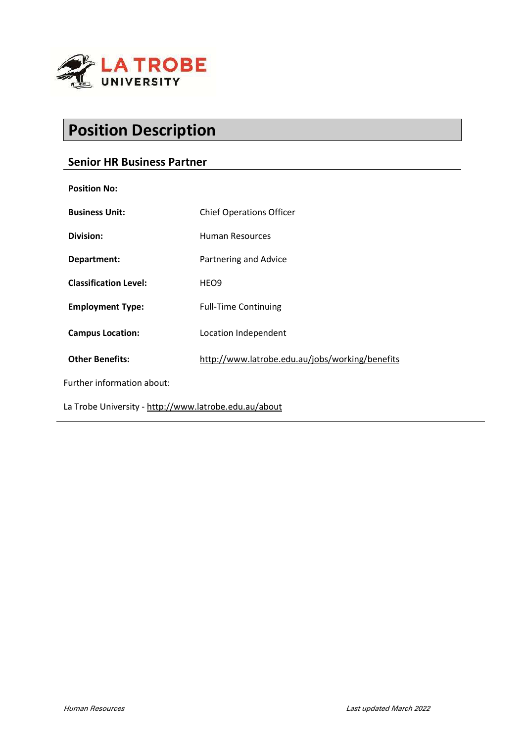# Position Description

## Senior HR Business Partner

| | |
|---|---|
| **Position No:** | |
| **Business Unit:** | Chief Operations Officer |
| **Division:** | Human Resources |
| **Department:** | Partnering and Advice |
| **Classification Level:** | HEO9 |
| **Employment Type:** | Full-Time Continuing |
| **Campus Location:** | Location Independent |
| **Other Benefits:** | http://www.latrobe.edu.au/jobs/working/benefits |

Further information about:

La Trobe University - http://www.latrobe.edu.au/about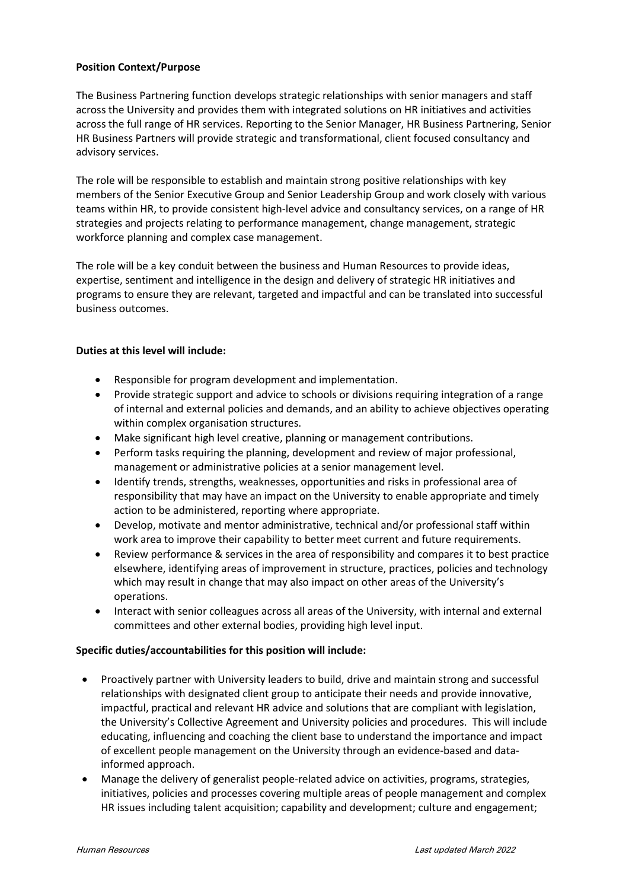**Position Context/Purpose**

The Business Partnering function develops strategic relationships with senior managers and staff across the University and provides them with integrated solutions on HR initiatives and activities across the full range of HR services. Reporting to the Senior Manager, HR Business Partnering, Senior HR Business Partners will provide strategic and transformational, client focused consultancy and advisory services.

The role will be responsible to establish and maintain strong positive relationships with key members of the Senior Executive Group and Senior Leadership Group and work closely with various teams within HR, to provide consistent high-level advice and consultancy services, on a range of HR strategies and projects relating to performance management, change management, strategic workforce planning and complex case management.

The role will be a key conduit between the business and Human Resources to provide ideas, expertise, sentiment and intelligence in the design and delivery of strategic HR initiatives and programs to ensure they are relevant, targeted and impactful and can be translated into successful business outcomes.

**Duties at this level will include:**

- Responsible for program development and implementation.
- Provide strategic support and advice to schools or divisions requiring integration of a range of internal and external policies and demands, and an ability to achieve objectives operating within complex organisation structures.
- Make significant high level creative, planning or management contributions.
- Perform tasks requiring the planning, development and review of major professional, management or administrative policies at a senior management level.
- Identify trends, strengths, weaknesses, opportunities and risks in professional area of responsibility that may have an impact on the University to enable appropriate and timely action to be administered, reporting where appropriate.
- Develop, motivate and mentor administrative, technical and/or professional staff within work area to improve their capability to better meet current and future requirements.
- Review performance & services in the area of responsibility and compares it to best practice elsewhere, identifying areas of improvement in structure, practices, policies and technology which may result in change that may also impact on other areas of the University's operations.
- Interact with senior colleagues across all areas of the University, with internal and external committees and other external bodies, providing high level input.

**Specific duties/accountabilities for this position will include:**

- Proactively partner with University leaders to build, drive and maintain strong and successful relationships with designated client group to anticipate their needs and provide innovative, impactful, practical and relevant HR advice and solutions that are compliant with legislation, the University's Collective Agreement and University policies and procedures. This will include educating, influencing and coaching the client base to understand the importance and impact of excellent people management on the University through an evidence-based and data-informed approach.
- Manage the delivery of generalist people-related advice on activities, programs, strategies, initiatives, policies and processes covering multiple areas of people management and complex HR issues including talent acquisition; capability and development; culture and engagement;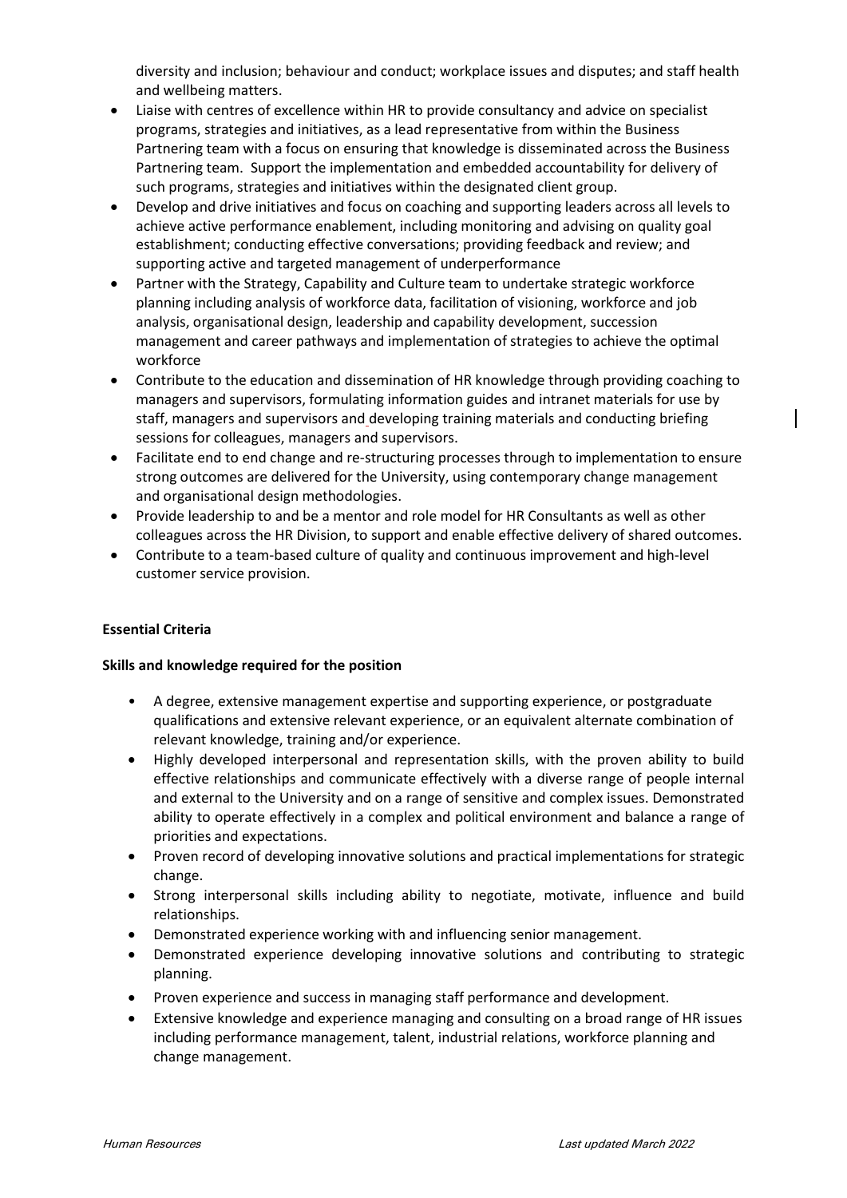diversity and inclusion; behaviour and conduct; workplace issues and disputes; and staff health and wellbeing matters.

- Liaise with centres of excellence within HR to provide consultancy and advice on specialist programs, strategies and initiatives, as a lead representative from within the Business Partnering team with a focus on ensuring that knowledge is disseminated across the Business Partnering team. Support the implementation and embedded accountability for delivery of such programs, strategies and initiatives within the designated client group.
- Develop and drive initiatives and focus on coaching and supporting leaders across all levels to achieve active performance enablement, including monitoring and advising on quality goal establishment; conducting effective conversations; providing feedback and review; and supporting active and targeted management of underperformance
- Partner with the Strategy, Capability and Culture team to undertake strategic workforce planning including analysis of workforce data, facilitation of visioning, workforce and job analysis, organisational design, leadership and capability development, succession management and career pathways and implementation of strategies to achieve the optimal workforce
- Contribute to the education and dissemination of HR knowledge through providing coaching to managers and supervisors, formulating information guides and intranet materials for use by staff, managers and supervisors and developing training materials and conducting briefing sessions for colleagues, managers and supervisors.
- Facilitate end to end change and re-structuring processes through to implementation to ensure strong outcomes are delivered for the University, using contemporary change management and organisational design methodologies.
- Provide leadership to and be a mentor and role model for HR Consultants as well as other colleagues across the HR Division, to support and enable effective delivery of shared outcomes.
- Contribute to a team-based culture of quality and continuous improvement and high-level customer service provision.

**Essential Criteria**

**Skills and knowledge required for the position**

- A degree, extensive management expertise and supporting experience, or postgraduate qualifications and extensive relevant experience, or an equivalent alternate combination of relevant knowledge, training and/or experience.
- Highly developed interpersonal and representation skills, with the proven ability to build effective relationships and communicate effectively with a diverse range of people internal and external to the University and on a range of sensitive and complex issues. Demonstrated ability to operate effectively in a complex and political environment and balance a range of priorities and expectations.
- Proven record of developing innovative solutions and practical implementations for strategic change.
- Strong interpersonal skills including ability to negotiate, motivate, influence and build relationships.
- Demonstrated experience working with and influencing senior management.
- Demonstrated experience developing innovative solutions and contributing to strategic planning.
- Proven experience and success in managing staff performance and development.
- Extensive knowledge and experience managing and consulting on a broad range of HR issues including performance management, talent, industrial relations, workforce planning and change management.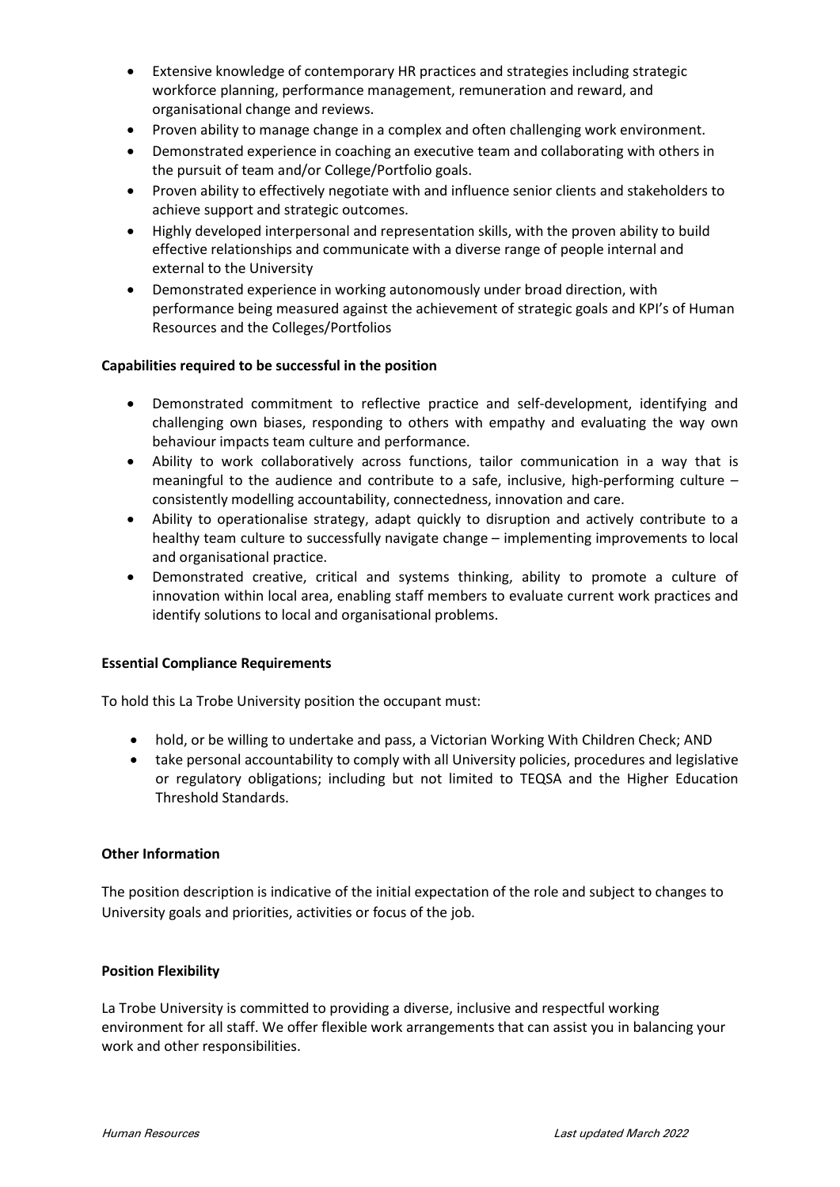- Extensive knowledge of contemporary HR practices and strategies including strategic workforce planning, performance management, remuneration and reward, and organisational change and reviews.
- Proven ability to manage change in a complex and often challenging work environment.
- Demonstrated experience in coaching an executive team and collaborating with others in the pursuit of team and/or College/Portfolio goals.
- Proven ability to effectively negotiate with and influence senior clients and stakeholders to achieve support and strategic outcomes.
- Highly developed interpersonal and representation skills, with the proven ability to build effective relationships and communicate with a diverse range of people internal and external to the University
- Demonstrated experience in working autonomously under broad direction, with performance being measured against the achievement of strategic goals and KPI's of Human Resources and the Colleges/Portfolios

**Capabilities required to be successful in the position**

- Demonstrated commitment to reflective practice and self-development, identifying and challenging own biases, responding to others with empathy and evaluating the way own behaviour impacts team culture and performance.
- Ability to work collaboratively across functions, tailor communication in a way that is meaningful to the audience and contribute to a safe, inclusive, high-performing culture – consistently modelling accountability, connectedness, innovation and care.
- Ability to operationalise strategy, adapt quickly to disruption and actively contribute to a healthy team culture to successfully navigate change – implementing improvements to local and organisational practice.
- Demonstrated creative, critical and systems thinking, ability to promote a culture of innovation within local area, enabling staff members to evaluate current work practices and identify solutions to local and organisational problems.

**Essential Compliance Requirements**

To hold this La Trobe University position the occupant must:

- hold, or be willing to undertake and pass, a Victorian Working With Children Check; AND
- take personal accountability to comply with all University policies, procedures and legislative or regulatory obligations; including but not limited to TEQSA and the Higher Education Threshold Standards.

**Other Information**

The position description is indicative of the initial expectation of the role and subject to changes to University goals and priorities, activities or focus of the job.

**Position Flexibility**

La Trobe University is committed to providing a diverse, inclusive and respectful working environment for all staff. We offer flexible work arrangements that can assist you in balancing your work and other responsibilities.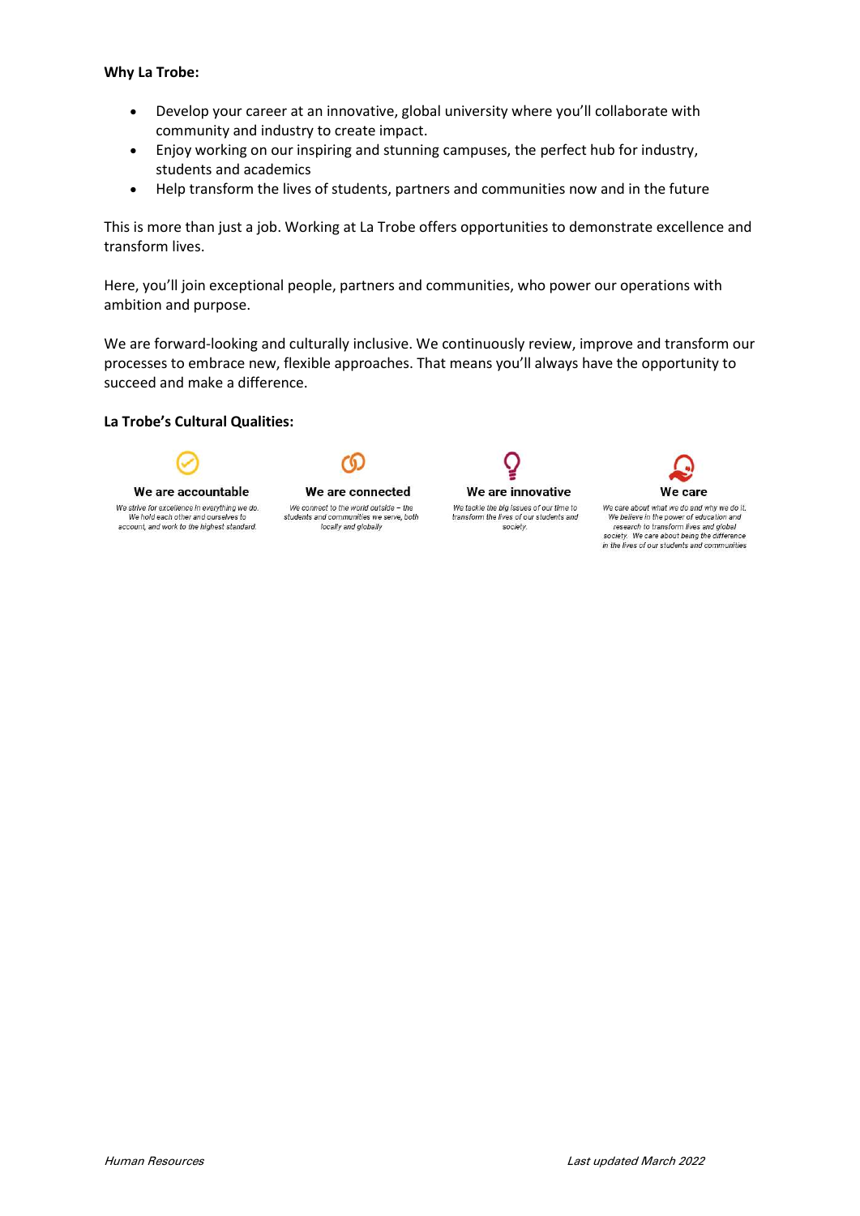**Why La Trobe:**

- Develop your career at an innovative, global university where you'll collaborate with community and industry to create impact.
- Enjoy working on our inspiring and stunning campuses, the perfect hub for industry, students and academics
- Help transform the lives of students, partners and communities now and in the future

This is more than just a job. Working at La Trobe offers opportunities to demonstrate excellence and transform lives.

Here, you'll join exceptional people, partners and communities, who power our operations with ambition and purpose.

We are forward-looking and culturally inclusive. We continuously review, improve and transform our processes to embrace new, flexible approaches. That means you'll always have the opportunity to succeed and make a difference.

**La Trobe's Cultural Qualities:**

**We are accountable**

*We strive for excellence in everything we do. We hold each other and ourselves to account, and work to the highest standard.*

**We are connected**

*We connect to the world outside – the students and communities we serve, both locally and globally*

**We are innovative**

*We tackle the big issues of our time to transform the lives of our students and society.*

**We care**

*We care about what we do and why we do it. We believe in the power of education and research to transform lives and global society. We care about being the difference in the lives of our students and communities*

*Human Resources* *Last updated March 2022*